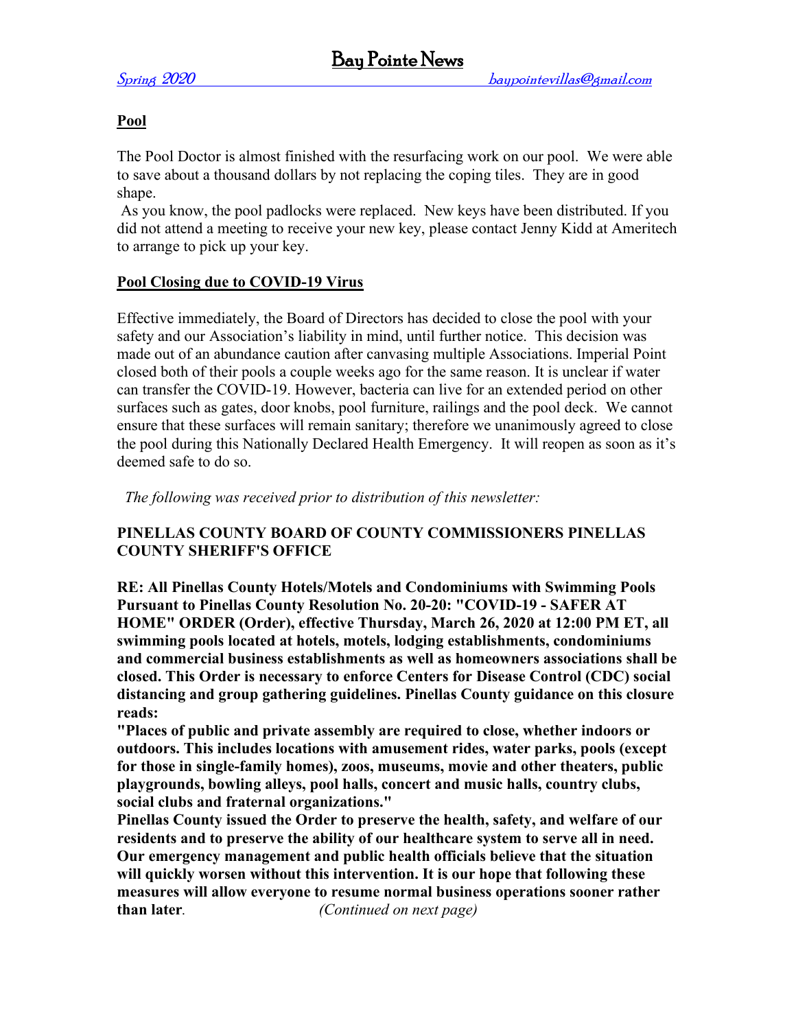# Bay Pointe News

*Spring 2020* *baypointevillas@gmail.com*

**Pool**

The Pool Doctor is almost finished with the resurfacing work on our pool. We were able to save about a thousand dollars by not replacing the coping tiles. They are in good shape.

As you know, the pool padlocks were replaced. New keys have been distributed. If you did not attend a meeting to receive your new key, please contact Jenny Kidd at Ameritech to arrange to pick up your key.

**Pool Closing due to COVID-19 Virus**

Effective immediately, the Board of Directors has decided to close the pool with your safety and our Association's liability in mind, until further notice. This decision was made out of an abundance caution after canvasing multiple Associations. Imperial Point closed both of their pools a couple weeks ago for the same reason. It is unclear if water can transfer the COVID-19. However, bacteria can live for an extended period on other surfaces such as gates, door knobs, pool furniture, railings and the pool deck. We cannot ensure that these surfaces will remain sanitary; therefore we unanimously agreed to close the pool during this Nationally Declared Health Emergency. It will reopen as soon as it's deemed safe to do so.

*The following was received prior to distribution of this newsletter:*

**PINELLAS COUNTY BOARD OF COUNTY COMMISSIONERS PINELLAS COUNTY SHERIFF'S OFFICE**

**RE: All Pinellas County Hotels/Motels and Condominiums with Swimming Pools Pursuant to Pinellas County Resolution No. 20-20: "COVID-19 - SAFER AT HOME" ORDER (Order), effective Thursday, March 26, 2020 at 12:00 PM ET, all swimming pools located at hotels, motels, lodging establishments, condominiums and commercial business establishments as well as homeowners associations shall be closed. This Order is necessary to enforce Centers for Disease Control (CDC) social distancing and group gathering guidelines. Pinellas County guidance on this closure reads:**

**"Places of public and private assembly are required to close, whether indoors or outdoors. This includes locations with amusement rides, water parks, pools (except for those in single-family homes), zoos, museums, movie and other theaters, public playgrounds, bowling alleys, pool halls, concert and music halls, country clubs, social clubs and fraternal organizations."**

**Pinellas County issued the Order to preserve the health, safety, and welfare of our residents and to preserve the ability of our healthcare system to serve all in need. Our emergency management and public health officials believe that the situation will quickly worsen without this intervention. It is our hope that following these measures will allow everyone to resume normal business operations sooner rather than later**. *(Continued on next page)*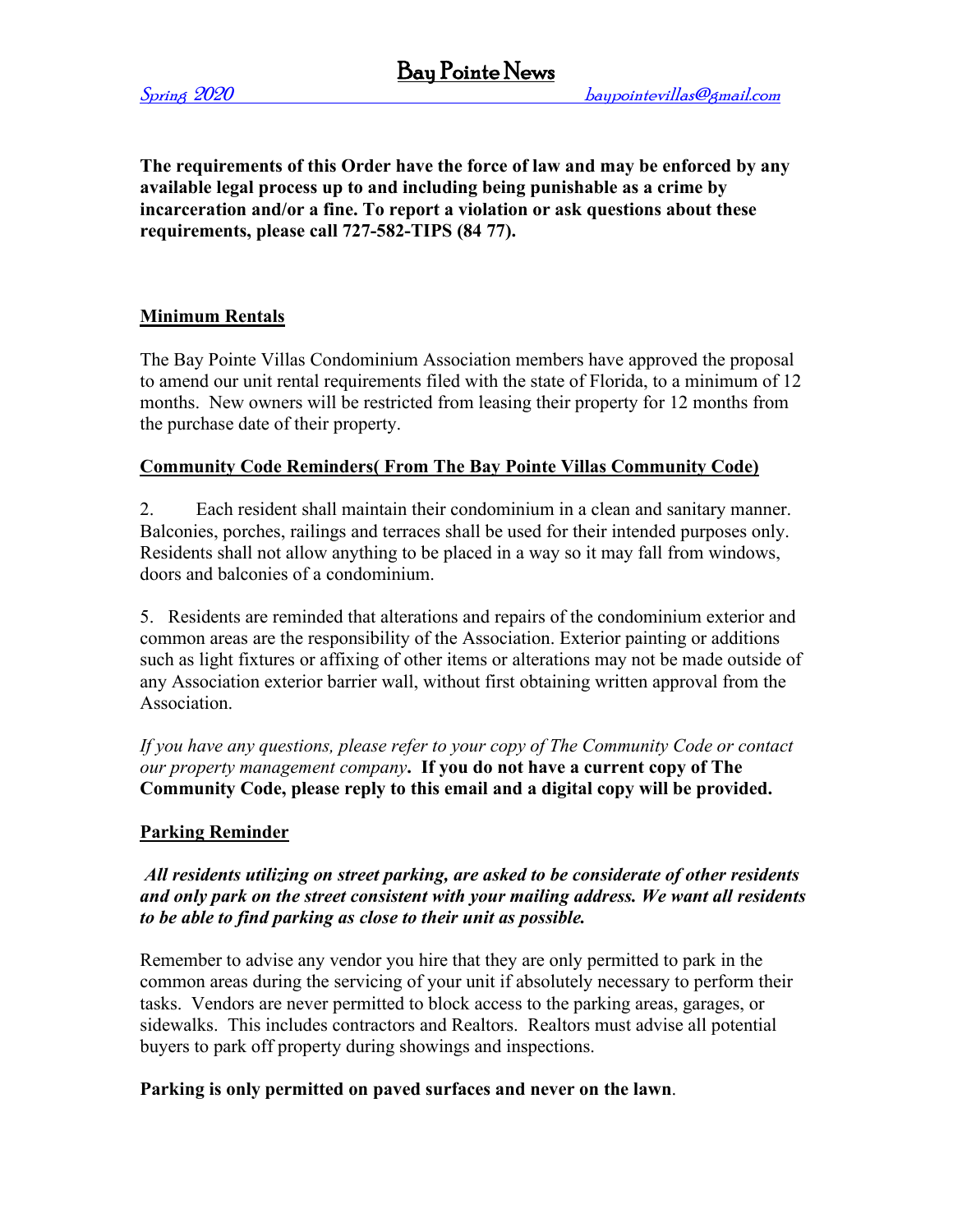**The requirements of this Order have the force of law and may be enforced by any available legal process up to and including being punishable as a crime by incarceration and/or a fine. To report a violation or ask questions about these requirements, please call 727-582-TIPS (84 77).**

## Minimum Rentals

The Bay Pointe Villas Condominium Association members have approved the proposal to amend our unit rental requirements filed with the state of Florida, to a minimum of 12 months. New owners will be restricted from leasing their property for 12 months from the purchase date of their property.

## Community Code Reminders( From The Bay Pointe Villas Community Code)

2. Each resident shall maintain their condominium in a clean and sanitary manner. Balconies, porches, railings and terraces shall be used for their intended purposes only. Residents shall not allow anything to be placed in a way so it may fall from windows, doors and balconies of a condominium.

5. Residents are reminded that alterations and repairs of the condominium exterior and common areas are the responsibility of the Association. Exterior painting or additions such as light fixtures or affixing of other items or alterations may not be made outside of any Association exterior barrier wall, without first obtaining written approval from the Association.

*If you have any questions, please refer to your copy of The Community Code or contact our property management company*. **If you do not have a current copy of The Community Code, please reply to this email and a digital copy will be provided.**

## Parking Reminder

***All residents utilizing on street parking, are asked to be considerate of other residents and only park on the street consistent with your mailing address. We want all residents to be able to find parking as close to their unit as possible.***

Remember to advise any vendor you hire that they are only permitted to park in the common areas during the servicing of your unit if absolutely necessary to perform their tasks. Vendors are never permitted to block access to the parking areas, garages, or sidewalks. This includes contractors and Realtors. Realtors must advise all potential buyers to park off property during showings and inspections.

**Parking is only permitted on paved surfaces and never on the lawn**.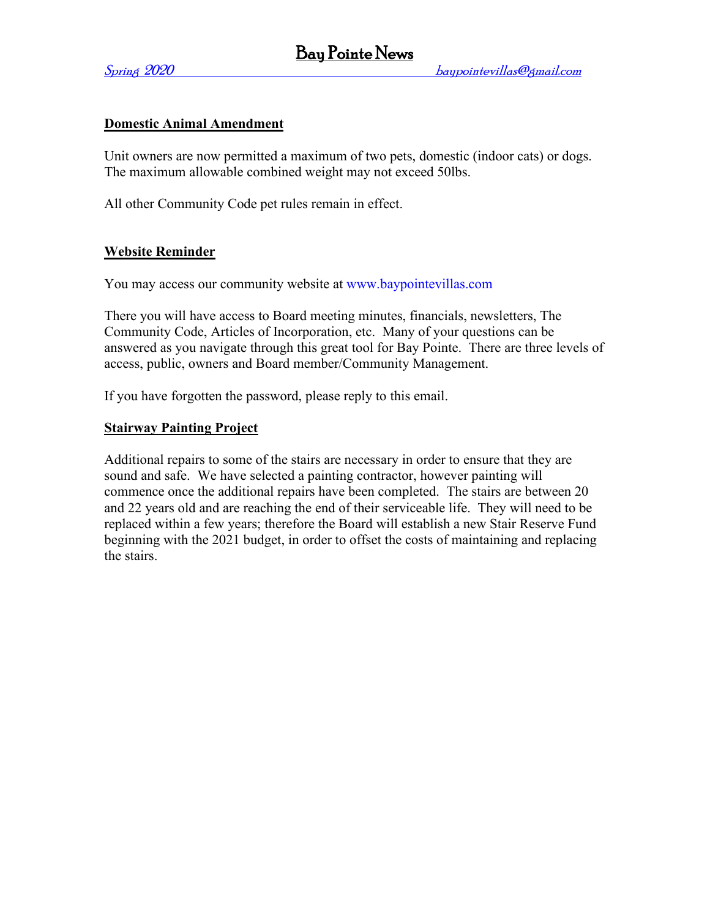## Domestic Animal Amendment

Unit owners are now permitted a maximum of two pets, domestic (indoor cats) or dogs. The maximum allowable combined weight may not exceed 50lbs.

All other Community Code pet rules remain in effect.

## Website Reminder

You may access our community website at www.baypointevillas.com

There you will have access to Board meeting minutes, financials, newsletters, The Community Code, Articles of Incorporation, etc. Many of your questions can be answered as you navigate through this great tool for Bay Pointe. There are three levels of access, public, owners and Board member/Community Management.

If you have forgotten the password, please reply to this email.

## Stairway Painting Project

Additional repairs to some of the stairs are necessary in order to ensure that they are sound and safe. We have selected a painting contractor, however painting will commence once the additional repairs have been completed. The stairs are between 20 and 22 years old and are reaching the end of their serviceable life. They will need to be replaced within a few years; therefore the Board will establish a new Stair Reserve Fund beginning with the 2021 budget, in order to offset the costs of maintaining and replacing the stairs.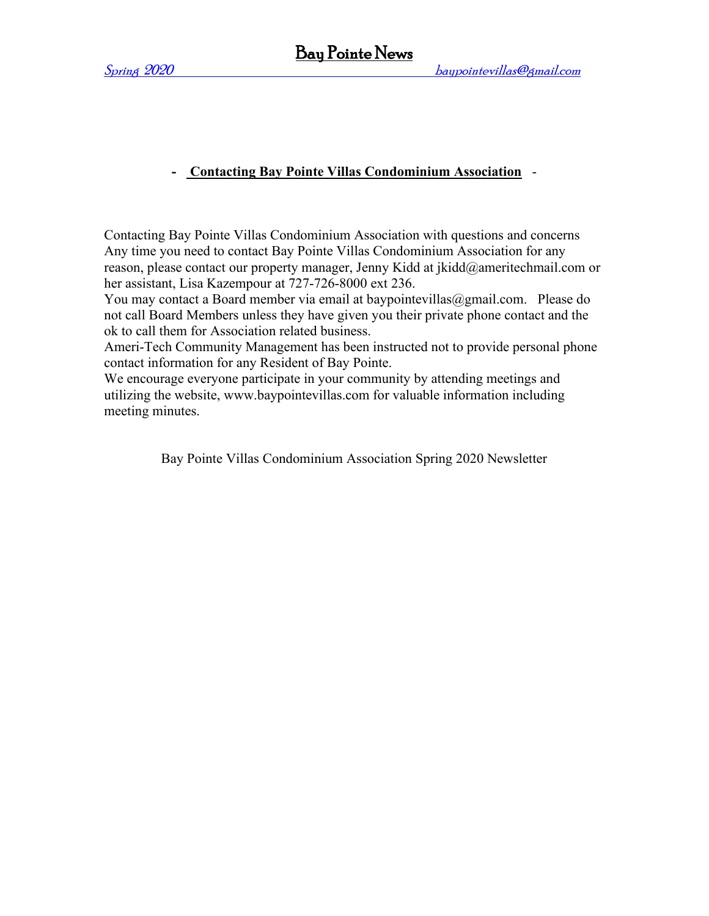## - Contacting Bay Pointe Villas Condominium Association -

Contacting Bay Pointe Villas Condominium Association with questions and concerns
Any time you need to contact Bay Pointe Villas Condominium Association for any reason, please contact our property manager, Jenny Kidd at jkidd@ameritechmail.com or her assistant, Lisa Kazempour at 727-726-8000 ext 236.

You may contact a Board member via email at baypointevillas@gmail.com. Please do not call Board Members unless they have given you their private phone contact and the ok to call them for Association related business.

Ameri-Tech Community Management has been instructed not to provide personal phone contact information for any Resident of Bay Pointe.

We encourage everyone participate in your community by attending meetings and utilizing the website, www.baypointevillas.com for valuable information including meeting minutes.

Bay Pointe Villas Condominium Association Spring 2020 Newsletter